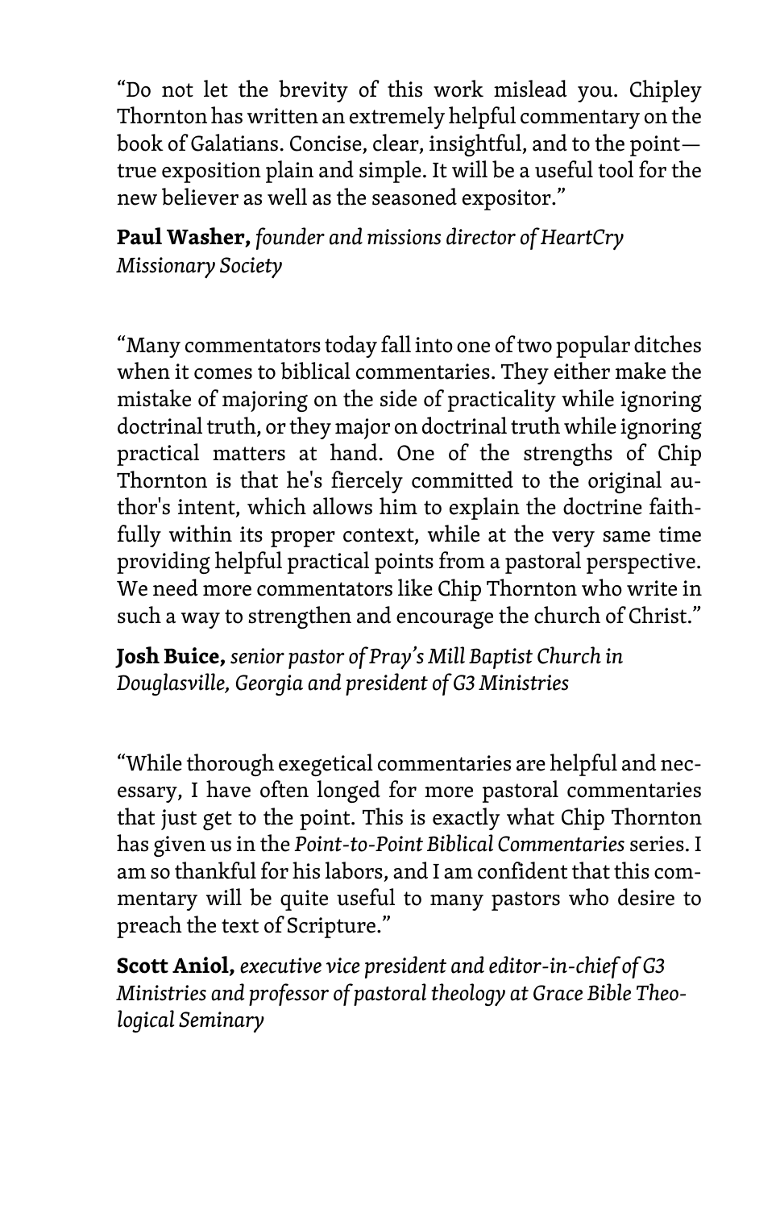"Do not let the brevity of this work mislead you. Chipley Thornton has written an extremely helpful commentary on the book of Galatians. Concise, clear, insightful, and to the point—true exposition plain and simple. It will be a useful tool for the new believer as well as the seasoned expositor."

**Paul Washer,** *founder and missions director of HeartCry Missionary Society*

"Many commentators today fall into one of two popular ditches when it comes to biblical commentaries. They either make the mistake of majoring on the side of practicality while ignoring doctrinal truth, or they major on doctrinal truth while ignoring practical matters at hand. One of the strengths of Chip Thornton is that he's fiercely committed to the original author's intent, which allows him to explain the doctrine faithfully within its proper context, while at the very same time providing helpful practical points from a pastoral perspective. We need more commentators like Chip Thornton who write in such a way to strengthen and encourage the church of Christ."

**Josh Buice,** *senior pastor of Pray's Mill Baptist Church in Douglasville, Georgia and president of G3 Ministries*

"While thorough exegetical commentaries are helpful and necessary, I have often longed for more pastoral commentaries that just get to the point. This is exactly what Chip Thornton has given us in the *Point-to-Point Biblical Commentaries* series. I am so thankful for his labors, and I am confident that this commentary will be quite useful to many pastors who desire to preach the text of Scripture."

**Scott Aniol,** *executive vice president and editor-in-chief of G3 Ministries and professor of pastoral theology at Grace Bible Theological Seminary*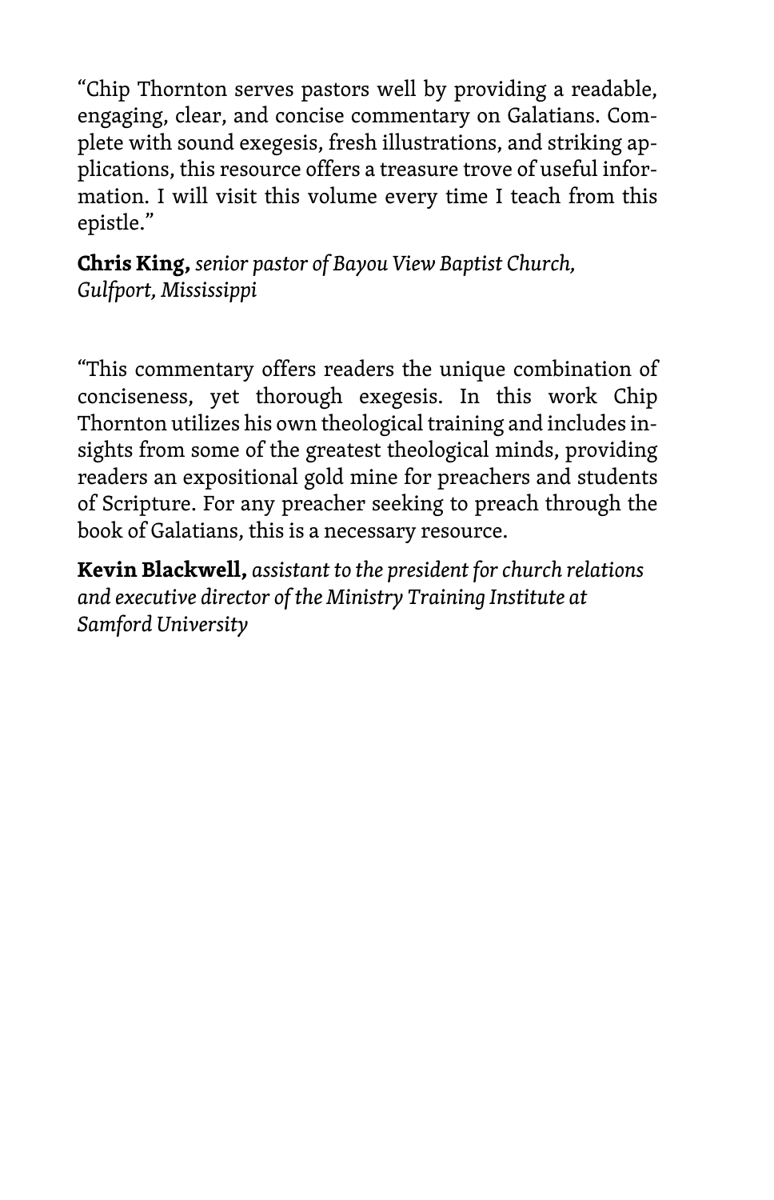"Chip Thornton serves pastors well by providing a readable, engaging, clear, and concise commentary on Galatians. Complete with sound exegesis, fresh illustrations, and striking applications, this resource offers a treasure trove of useful information. I will visit this volume every time I teach from this epistle."

**Chris King,** *senior pastor of Bayou View Baptist Church, Gulfport, Mississippi*

"This commentary offers readers the unique combination of conciseness, yet thorough exegesis. In this work Chip Thornton utilizes his own theological training and includes insights from some of the greatest theological minds, providing readers an expositional gold mine for preachers and students of Scripture. For any preacher seeking to preach through the book of Galatians, this is a necessary resource.

**Kevin Blackwell,** *assistant to the president for church relations and executive director of the Ministry Training Institute at Samford University*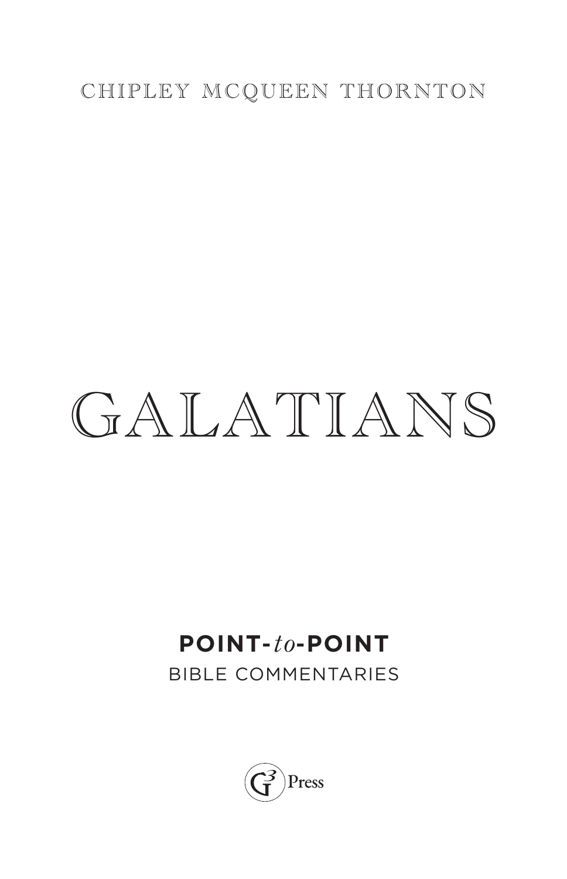CHIPLEY MCQUEEN THORNTON

# GALATIANS

**POINT-*to*-POINT**

BIBLE COMMENTARIES

G3 Press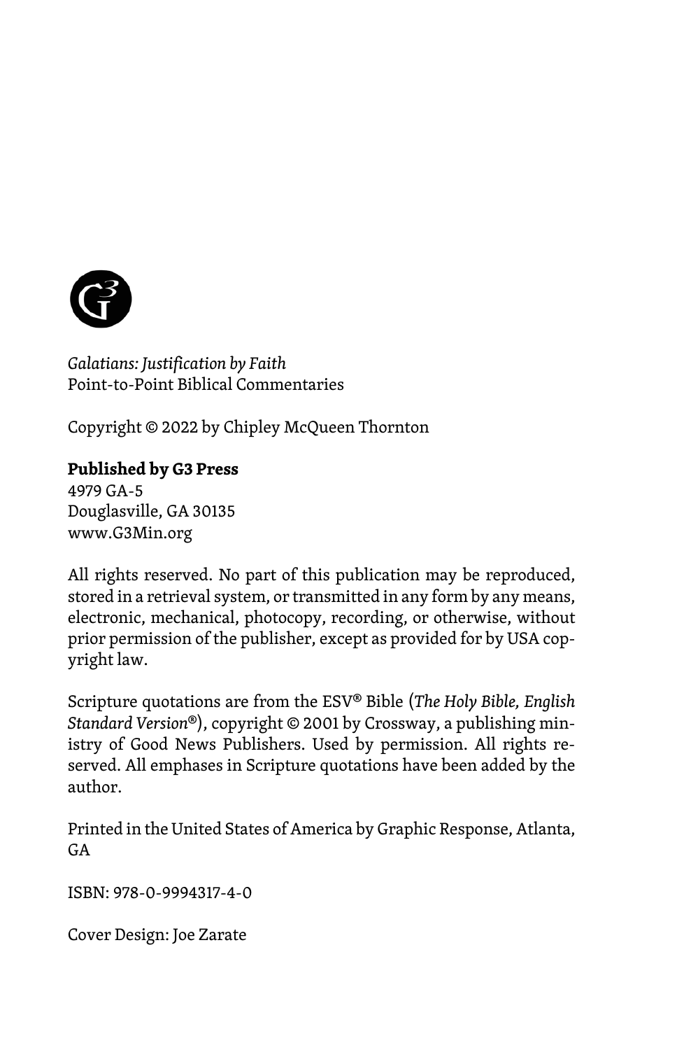*Galatians: Justification by Faith*
Point-to-Point Biblical Commentaries

Copyright © 2022 by Chipley McQueen Thornton

**Published by G3 Press**
4979 GA-5
Douglasville, GA 30135
www.G3Min.org

All rights reserved. No part of this publication may be reproduced, stored in a retrieval system, or transmitted in any form by any means, electronic, mechanical, photocopy, recording, or otherwise, without prior permission of the publisher, except as provided for by USA copyright law.

Scripture quotations are from the ESV® Bible (*The Holy Bible, English Standard Version®*), copyright © 2001 by Crossway, a publishing ministry of Good News Publishers. Used by permission. All rights reserved. All emphases in Scripture quotations have been added by the author.

Printed in the United States of America by Graphic Response, Atlanta, GA

ISBN: 978-0-9994317-4-0

Cover Design: Joe Zarate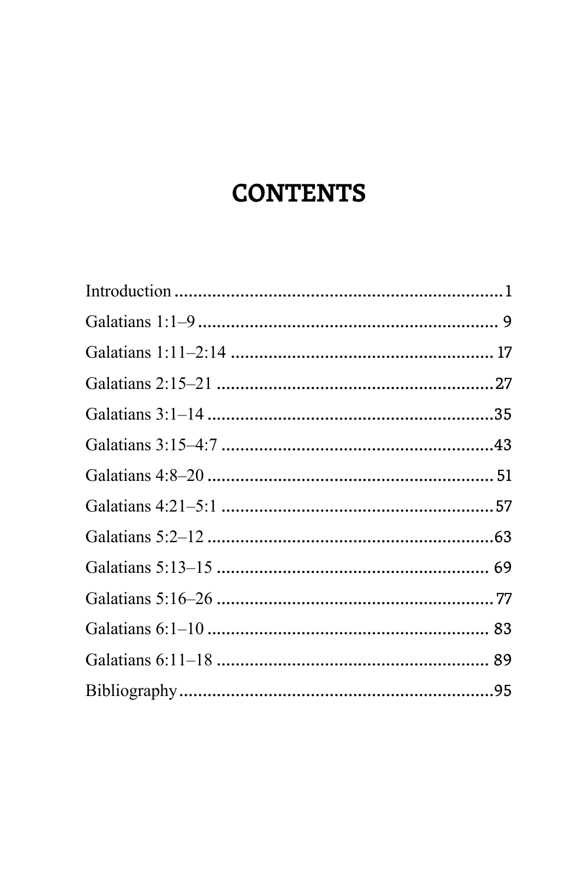# CONTENTS

Introduction ........................................................................ 1

Galatians 1:1–9 ..................................................................... 9

Galatians 1:11–2:14 ............................................................ 17

Galatians 2:15–21 ................................................................ 27

Galatians 3:1–14 .................................................................. 35

Galatians 3:15–4:7 ............................................................... 43

Galatians 4:8–20 .................................................................. 51

Galatians 4:21–5:1 ............................................................... 57

Galatians 5:2–12 .................................................................. 63

Galatians 5:13–15 ................................................................ 69

Galatians 5:16–26 ................................................................ 77

Galatians 6:1–10 .................................................................. 83

Galatians 6:11–18 ................................................................ 89

Bibliography ......................................................................... 95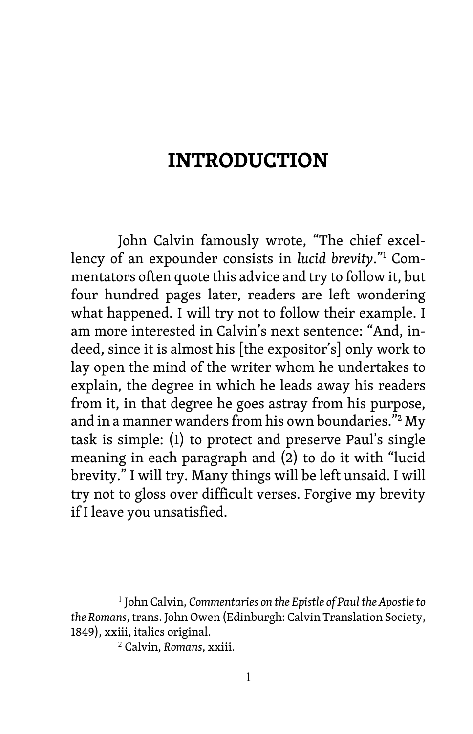# INTRODUCTION

John Calvin famously wrote, "The chief excellency of an expounder consists in *lucid brevity*."[1] Commentators often quote this advice and try to follow it, but four hundred pages later, readers are left wondering what happened. I will try not to follow their example. I am more interested in Calvin's next sentence: "And, indeed, since it is almost his [the expositor's] only work to lay open the mind of the writer whom he undertakes to explain, the degree in which he leads away his readers from it, in that degree he goes astray from his purpose, and in a manner wanders from his own boundaries."[2] My task is simple: (1) to protect and preserve Paul's single meaning in each paragraph and (2) to do it with "lucid brevity." I will try. Many things will be left unsaid. I will try not to gloss over difficult verses. Forgive my brevity if I leave you unsatisfied.

---

[1] John Calvin, *Commentaries on the Epistle of Paul the Apostle to the Romans*, trans. John Owen (Edinburgh: Calvin Translation Society, 1849), xxiii, italics original.

[2] Calvin, *Romans*, xxiii.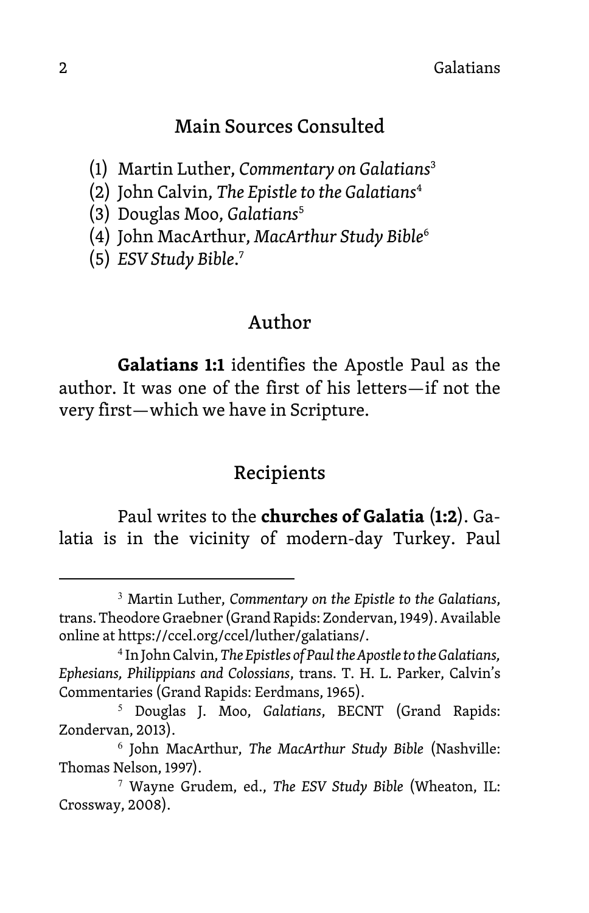## Main Sources Consulted

(1) Martin Luther, *Commentary on Galatians*[3]
(2) John Calvin, *The Epistle to the Galatians*[4]
(3) Douglas Moo, *Galatians*[5]
(4) John MacArthur, *MacArthur Study Bible*[6]
(5) *ESV Study Bible*.[7]

## Author

**Galatians 1:1** identifies the Apostle Paul as the author. It was one of the first of his letters—if not the very first—which we have in Scripture.

## Recipients

Paul writes to the **churches of Galatia** (**1:2**). Galatia is in the vicinity of modern-day Turkey. Paul

---

[3] Martin Luther, *Commentary on the Epistle to the Galatians*, trans. Theodore Graebner (Grand Rapids: Zondervan, 1949). Available online at https://ccel.org/ccel/luther/galatians/.

[4] In John Calvin, *The Epistles of Paul the Apostle to the Galatians, Ephesians, Philippians and Colossians*, trans. T. H. L. Parker, Calvin's Commentaries (Grand Rapids: Eerdmans, 1965).

[5] Douglas J. Moo, *Galatians*, BECNT (Grand Rapids: Zondervan, 2013).

[6] John MacArthur, *The MacArthur Study Bible* (Nashville: Thomas Nelson, 1997).

[7] Wayne Grudem, ed., *The ESV Study Bible* (Wheaton, IL: Crossway, 2008).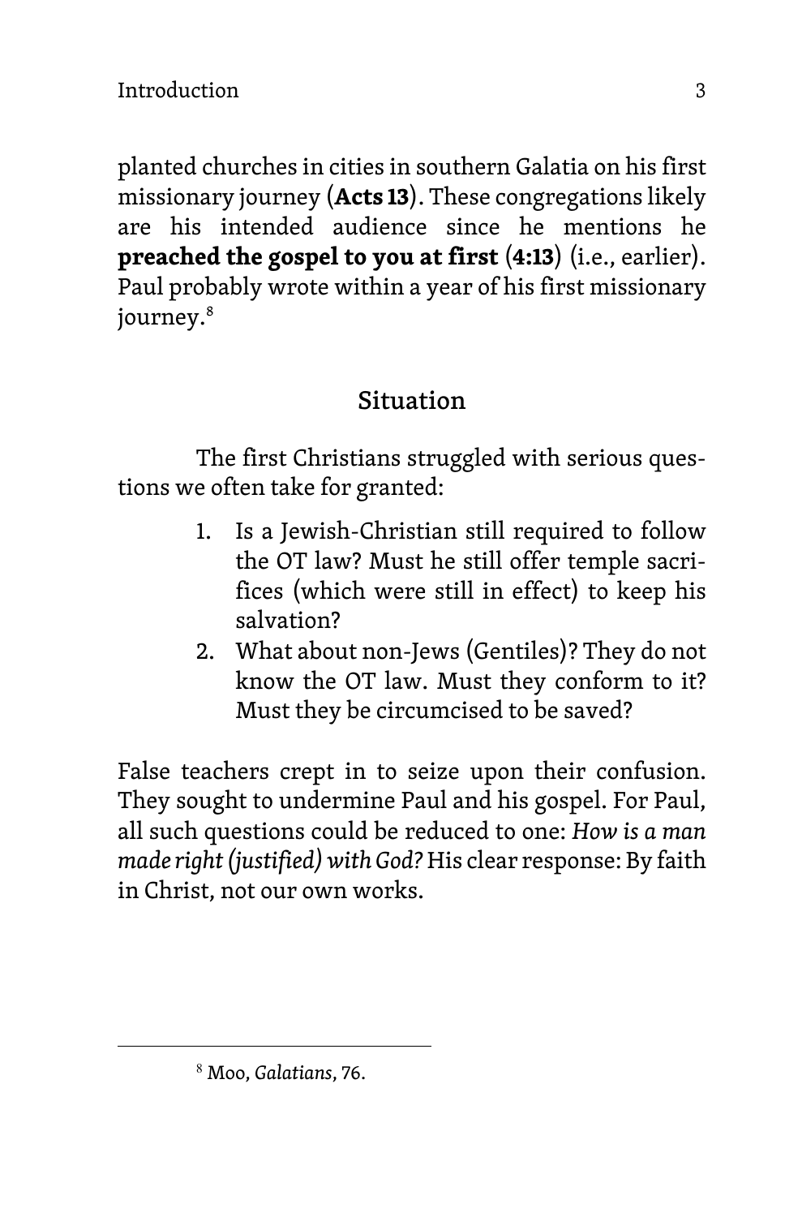planted churches in cities in southern Galatia on his first missionary journey (**Acts 13**). These congregations likely are his intended audience since he mentions he **preached the gospel to you at first** (**4:13**) (i.e., earlier). Paul probably wrote within a year of his first missionary journey.[8]

## Situation

The first Christians struggled with serious questions we often take for granted:

1. Is a Jewish-Christian still required to follow the OT law? Must he still offer temple sacrifices (which were still in effect) to keep his salvation?
2. What about non-Jews (Gentiles)? They do not know the OT law. Must they conform to it? Must they be circumcised to be saved?

False teachers crept in to seize upon their confusion. They sought to undermine Paul and his gospel. For Paul, all such questions could be reduced to one: *How is a man made right (justified) with God?* His clear response: By faith in Christ, not our own works.

[8] Moo, *Galatians*, 76.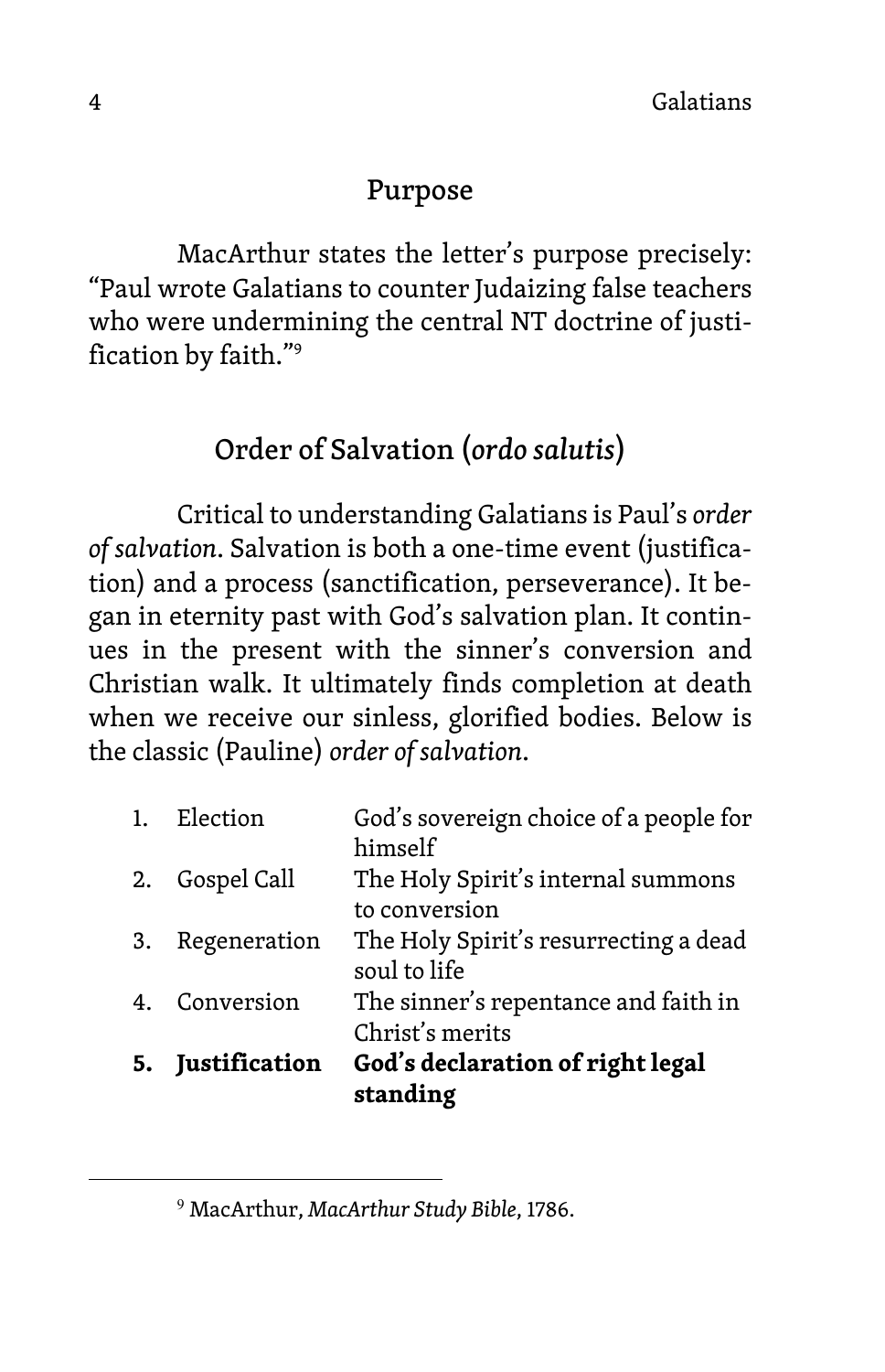## Purpose

MacArthur states the letter's purpose precisely: "Paul wrote Galatians to counter Judaizing false teachers who were undermining the central NT doctrine of justification by faith."[9]

## Order of Salvation (*ordo salutis*)

Critical to understanding Galatians is Paul's *order of salvation*. Salvation is both a one-time event (justification) and a process (sanctification, perseverance). It began in eternity past with God's salvation plan. It continues in the present with the sinner's conversion and Christian walk. It ultimately finds completion at death when we receive our sinless, glorified bodies. Below is the classic (Pauline) *order of salvation*.

| | | |
|---|---|---|
| 1. | Election | God's sovereign choice of a people for himself |
| 2. | Gospel Call | The Holy Spirit's internal summons to conversion |
| 3. | Regeneration | The Holy Spirit's resurrecting a dead soul to life |
| 4. | Conversion | The sinner's repentance and faith in Christ's merits |
| **5.** | **Justification** | **God's declaration of right legal standing** |

---

[9] MacArthur, *MacArthur Study Bible*, 1786.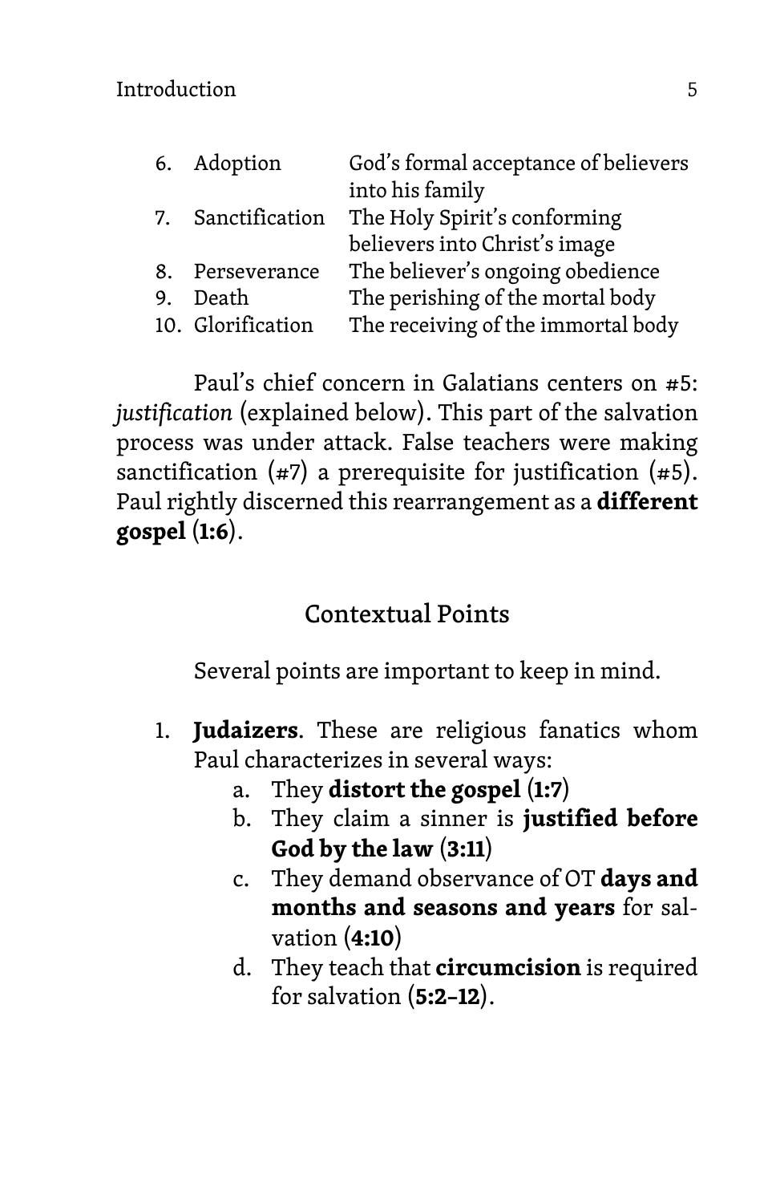| | | |
|---|---|---|
| 6. | Adoption | God's formal acceptance of believers into his family |
| 7. | Sanctification | The Holy Spirit's conforming believers into Christ's image |
| 8. | Perseverance | The believer's ongoing obedience |
| 9. | Death | The perishing of the mortal body |
| 10. | Glorification | The receiving of the immortal body |

Paul's chief concern in Galatians centers on #5: *justification* (explained below). This part of the salvation process was under attack. False teachers were making sanctification (#7) a prerequisite for justification (#5). Paul rightly discerned this rearrangement as a **different gospel** (**1:6**).

## Contextual Points

Several points are important to keep in mind.

1. **Judaizers**. These are religious fanatics whom Paul characterizes in several ways:
    a. They **distort the gospel** (**1:7**)
    b. They claim a sinner is **justified before God by the law** (**3:11**)
    c. They demand observance of OT **days and months and seasons and years** for salvation (**4:10**)
    d. They teach that **circumcision** is required for salvation (**5:2–12**).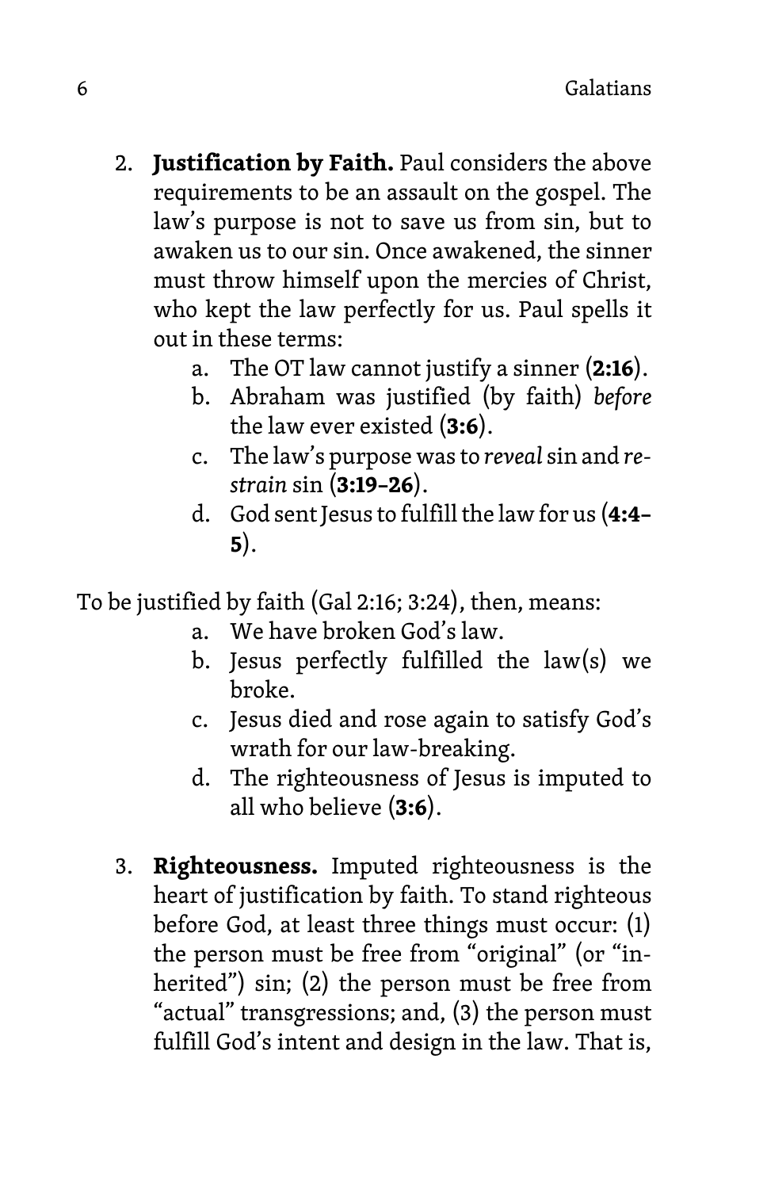2. **Justification by Faith.** Paul considers the above requirements to be an assault on the gospel. The law's purpose is not to save us from sin, but to awaken us to our sin. Once awakened, the sinner must throw himself upon the mercies of Christ, who kept the law perfectly for us. Paul spells it out in these terms:
    a. The OT law cannot justify a sinner (**2:16**).
    b. Abraham was justified (by faith) *before* the law ever existed (**3:6**).
    c. The law's purpose was to *reveal* sin and *restrain* sin (**3:19–26**).
    d. God sent Jesus to fulfill the law for us (**4:4–5**).

To be justified by faith (Gal 2:16; 3:24), then, means:

a. We have broken God's law.
b. Jesus perfectly fulfilled the law(s) we broke.
c. Jesus died and rose again to satisfy God's wrath for our law-breaking.
d. The righteousness of Jesus is imputed to all who believe (**3:6**).

3. **Righteousness.** Imputed righteousness is the heart of justification by faith. To stand righteous before God, at least three things must occur: (1) the person must be free from "original" (or "inherited") sin; (2) the person must be free from "actual" transgressions; and, (3) the person must fulfill God's intent and design in the law. That is,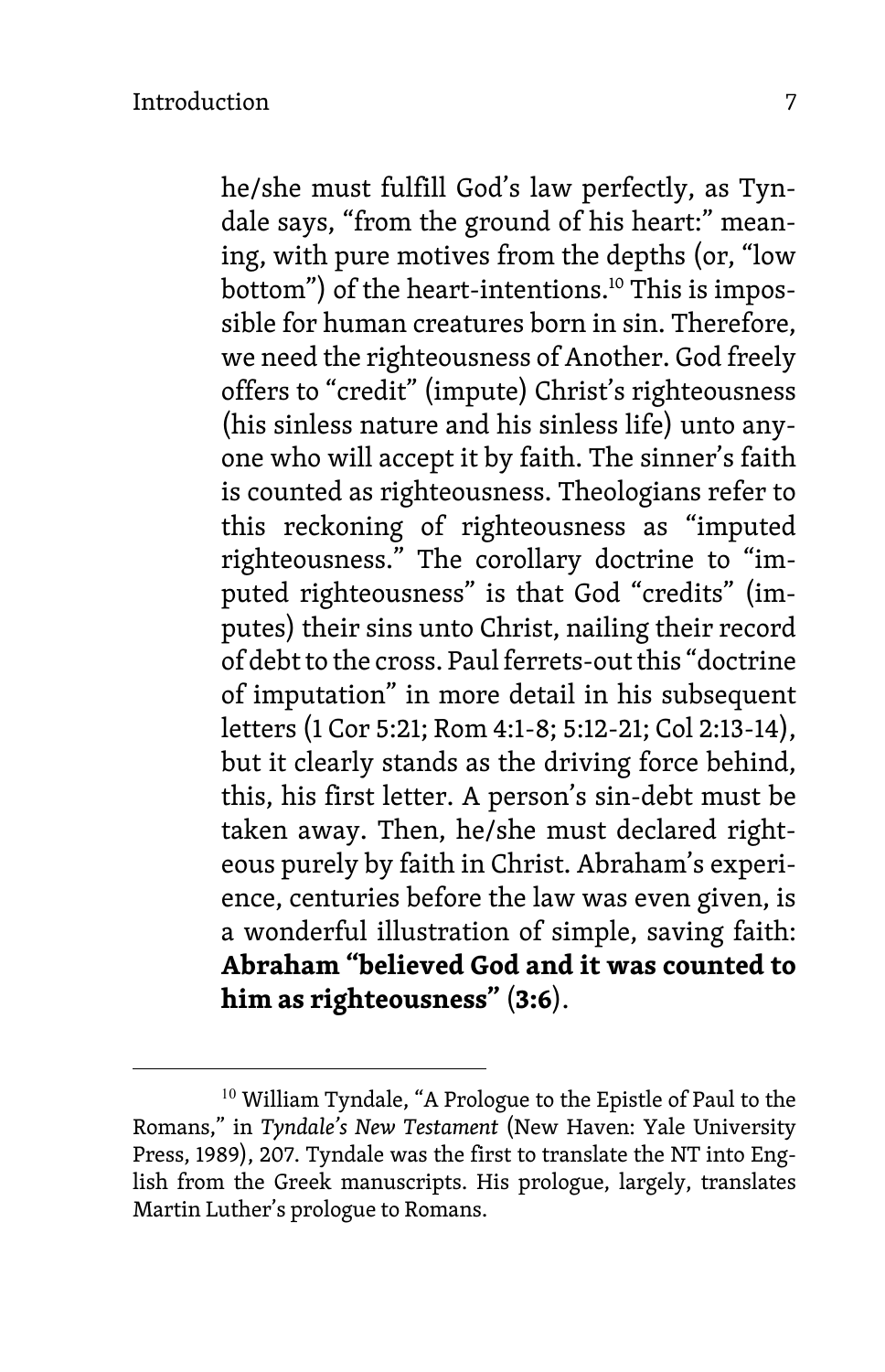he/she must fulfill God's law perfectly, as Tyndale says, "from the ground of his heart:" meaning, with pure motives from the depths (or, "low bottom") of the heart-intentions.[10] This is impossible for human creatures born in sin. Therefore, we need the righteousness of Another. God freely offers to "credit" (impute) Christ's righteousness (his sinless nature and his sinless life) unto anyone who will accept it by faith. The sinner's faith is counted as righteousness. Theologians refer to this reckoning of righteousness as "imputed righteousness." The corollary doctrine to "imputed righteousness" is that God "credits" (imputes) their sins unto Christ, nailing their record of debt to the cross. Paul ferrets-out this "doctrine of imputation" in more detail in his subsequent letters (1 Cor 5:21; Rom 4:1-8; 5:12-21; Col 2:13-14), but it clearly stands as the driving force behind, this, his first letter. A person's sin-debt must be taken away. Then, he/she must declared righteous purely by faith in Christ. Abraham's experience, centuries before the law was even given, is a wonderful illustration of simple, saving faith: **Abraham "believed God and it was counted to him as righteousness" (3:6)**.

---

[10] William Tyndale, "A Prologue to the Epistle of Paul to the Romans," in *Tyndale's New Testament* (New Haven: Yale University Press, 1989), 207. Tyndale was the first to translate the NT into English from the Greek manuscripts. His prologue, largely, translates Martin Luther's prologue to Romans.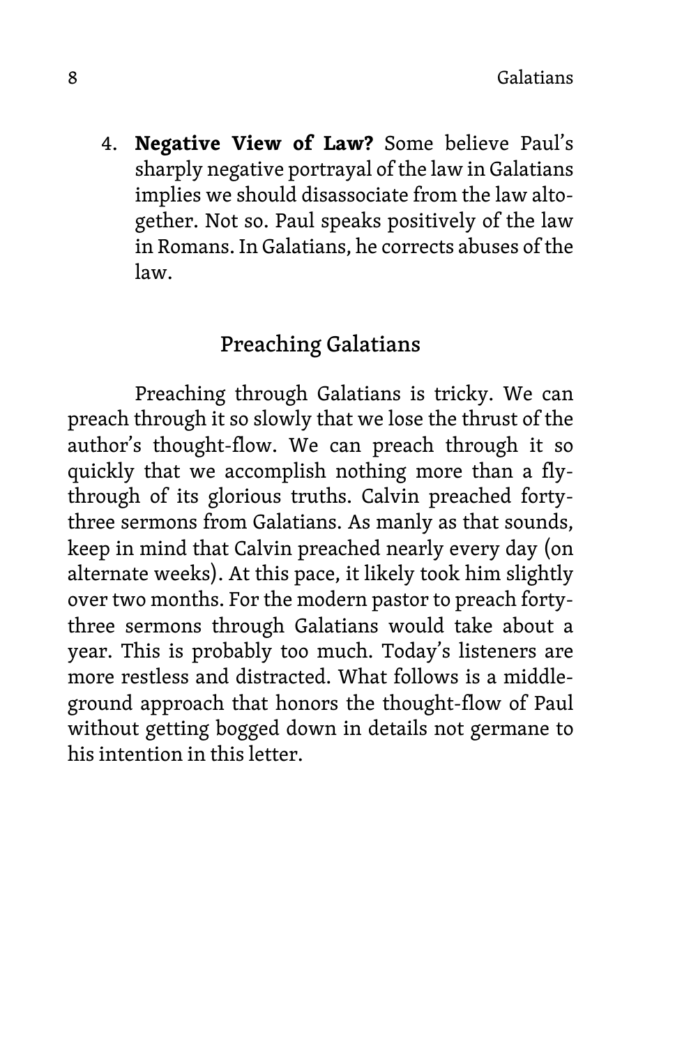4. **Negative View of Law?** Some believe Paul's sharply negative portrayal of the law in Galatians implies we should disassociate from the law altogether. Not so. Paul speaks positively of the law in Romans. In Galatians, he corrects abuses of the law.

## Preaching Galatians

Preaching through Galatians is tricky. We can preach through it so slowly that we lose the thrust of the author's thought-flow. We can preach through it so quickly that we accomplish nothing more than a fly-through of its glorious truths. Calvin preached forty-three sermons from Galatians. As manly as that sounds, keep in mind that Calvin preached nearly every day (on alternate weeks). At this pace, it likely took him slightly over two months. For the modern pastor to preach forty-three sermons through Galatians would take about a year. This is probably too much. Today's listeners are more restless and distracted. What follows is a middle-ground approach that honors the thought-flow of Paul without getting bogged down in details not germane to his intention in this letter.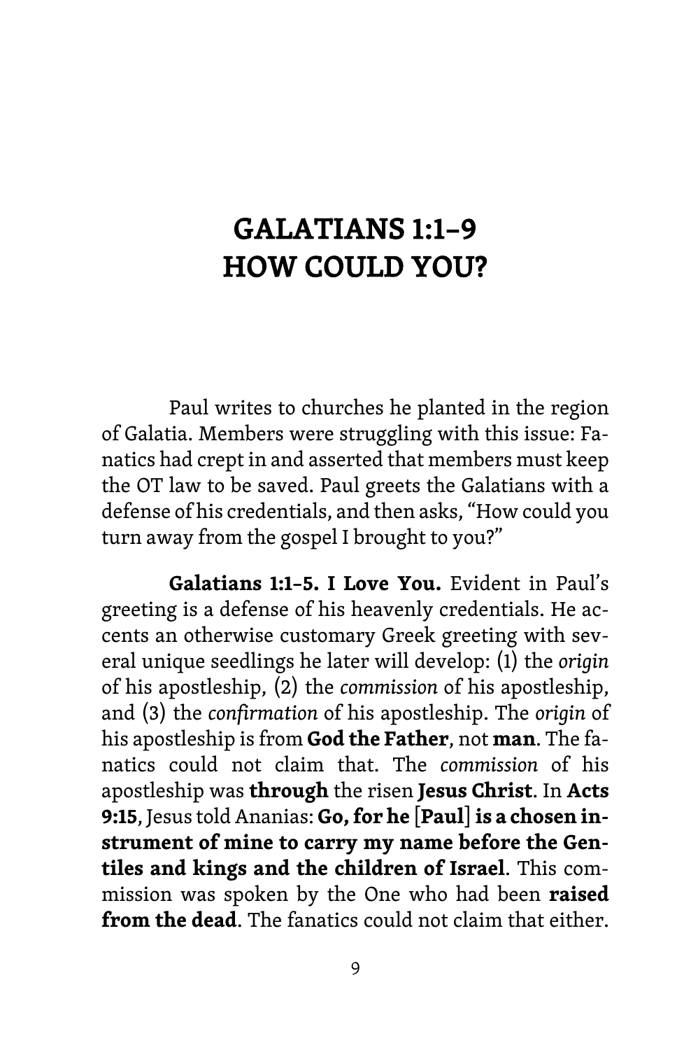# GALATIANS 1:1–9
# HOW COULD YOU?

Paul writes to churches he planted in the region of Galatia. Members were struggling with this issue: Fanatics had crept in and asserted that members must keep the OT law to be saved. Paul greets the Galatians with a defense of his credentials, and then asks, "How could you turn away from the gospel I brought to you?"

**Galatians 1:1–5. I Love You.** Evident in Paul's greeting is a defense of his heavenly credentials. He accents an otherwise customary Greek greeting with several unique seedlings he later will develop: (1) the *origin* of his apostleship, (2) the *commission* of his apostleship, and (3) the *confirmation* of his apostleship. The *origin* of his apostleship is from **God the Father**, not **man**. The fanatics could not claim that. The *commission* of his apostleship was **through** the risen **Jesus Christ**. In **Acts 9:15**, Jesus told Ananias: **Go, for he [Paul] is a chosen instrument of mine to carry my name before the Gentiles and kings and the children of Israel**. This commission was spoken by the One who had been **raised from the dead**. The fanatics could not claim that either.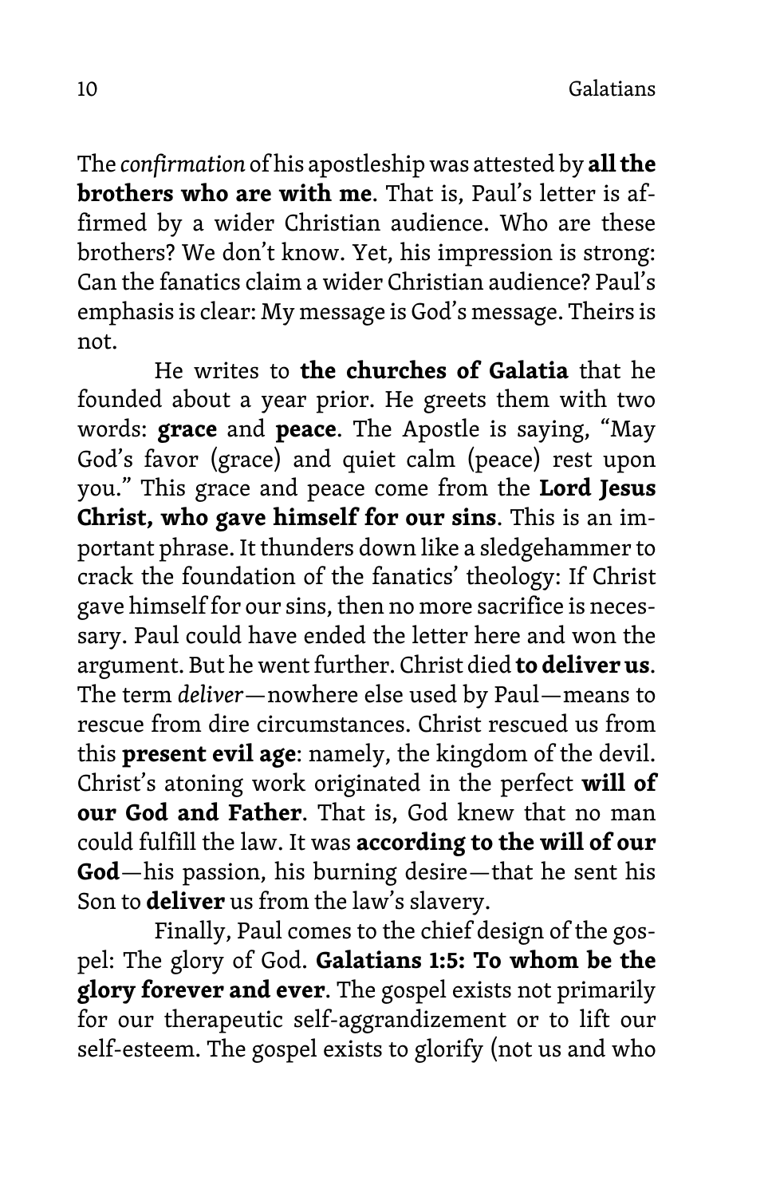The *confirmation* of his apostleship was attested by **all the brothers who are with me**. That is, Paul's letter is affirmed by a wider Christian audience. Who are these brothers? We don't know. Yet, his impression is strong: Can the fanatics claim a wider Christian audience? Paul's emphasis is clear: My message is God's message. Theirs is not.

He writes to **the churches of Galatia** that he founded about a year prior. He greets them with two words: **grace** and **peace**. The Apostle is saying, "May God's favor (grace) and quiet calm (peace) rest upon you." This grace and peace come from the **Lord Jesus Christ, who gave himself for our sins**. This is an important phrase. It thunders down like a sledgehammer to crack the foundation of the fanatics' theology: If Christ gave himself for our sins, then no more sacrifice is necessary. Paul could have ended the letter here and won the argument. But he went further. Christ died **to deliver us**. The term *deliver*—nowhere else used by Paul—means to rescue from dire circumstances. Christ rescued us from this **present evil age**: namely, the kingdom of the devil. Christ's atoning work originated in the perfect **will of our God and Father**. That is, God knew that no man could fulfill the law. It was **according to the will of our God**—his passion, his burning desire—that he sent his Son to **deliver** us from the law's slavery.

Finally, Paul comes to the chief design of the gospel: The glory of God. **Galatians 1:5: To whom be the glory forever and ever**. The gospel exists not primarily for our therapeutic self-aggrandizement or to lift our self-esteem. The gospel exists to glorify (not us and who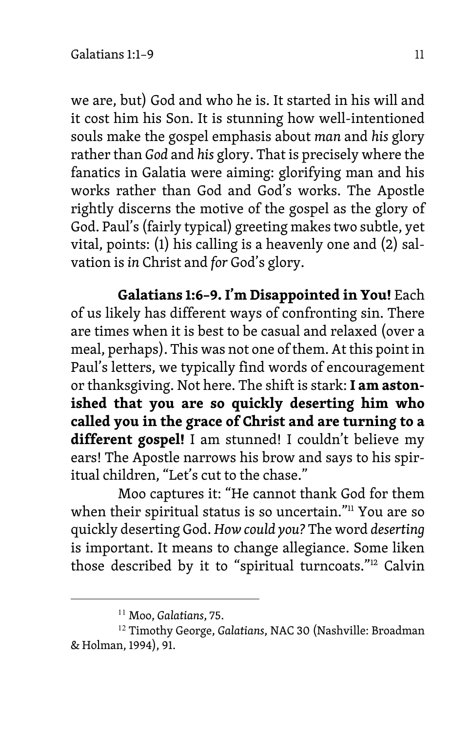we are, but) God and who he is. It started in his will and it cost him his Son. It is stunning how well-intentioned souls make the gospel emphasis about *man* and *his* glory rather than *God* and *his* glory. That is precisely where the fanatics in Galatia were aiming: glorifying man and his works rather than God and God's works. The Apostle rightly discerns the motive of the gospel as the glory of God. Paul's (fairly typical) greeting makes two subtle, yet vital, points: (1) his calling is a heavenly one and (2) salvation is *in* Christ and *for* God's glory.

**Galatians 1:6–9. I'm Disappointed in You!** Each of us likely has different ways of confronting sin. There are times when it is best to be casual and relaxed (over a meal, perhaps). This was not one of them. At this point in Paul's letters, we typically find words of encouragement or thanksgiving. Not here. The shift is stark: **I am astonished that you are so quickly deserting him who called you in the grace of Christ and are turning to a different gospel!** I am stunned! I couldn't believe my ears! The Apostle narrows his brow and says to his spiritual children, "Let's cut to the chase."

Moo captures it: "He cannot thank God for them when their spiritual status is so uncertain."[11] You are so quickly deserting God. *How could you?* The word *deserting* is important. It means to change allegiance. Some liken those described by it to "spiritual turncoats."[12] Calvin

---

[11] Moo, *Galatians*, 75.

[12] Timothy George, *Galatians*, NAC 30 (Nashville: Broadman & Holman, 1994), 91.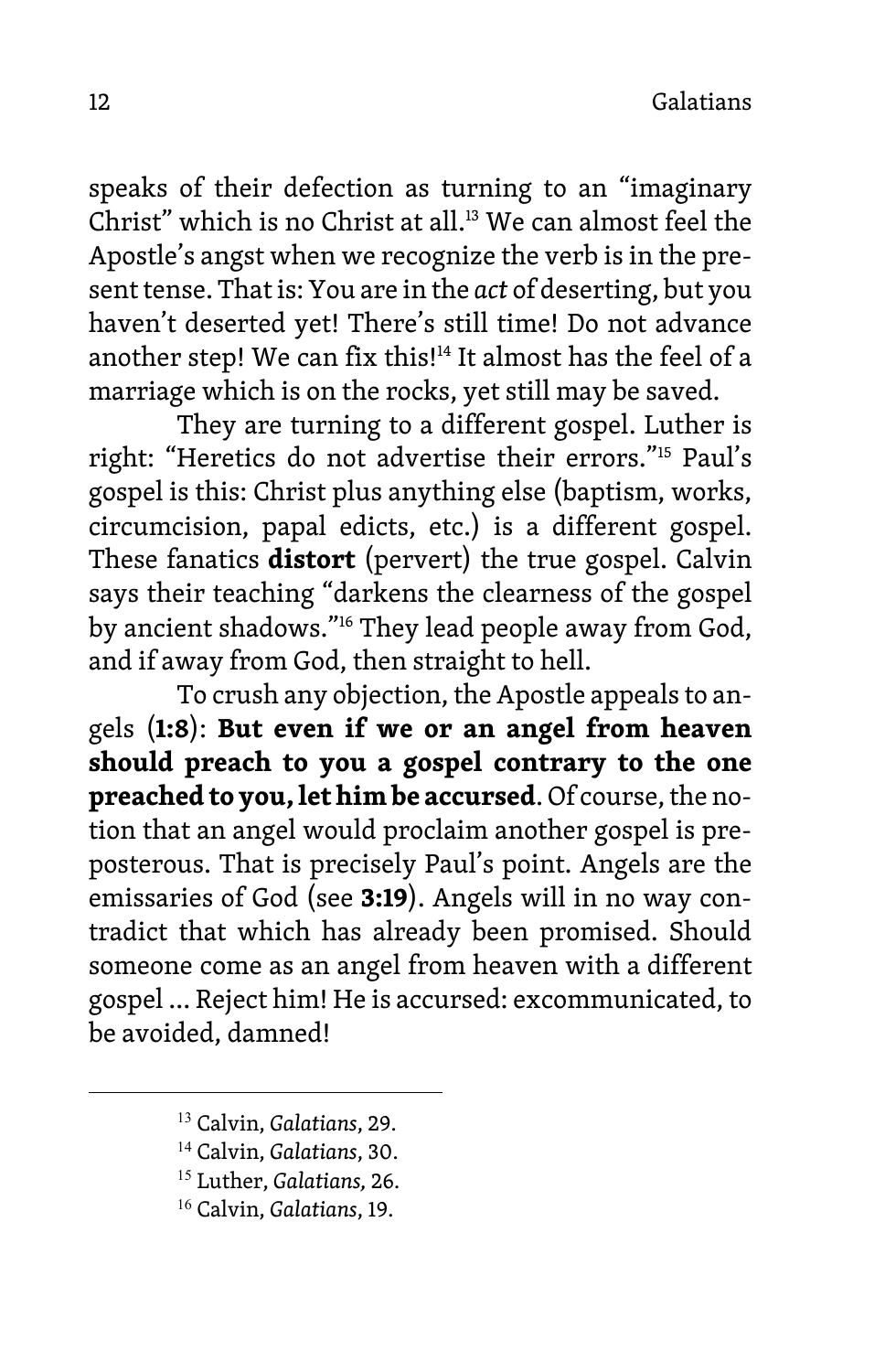speaks of their defection as turning to an “imaginary Christ” which is no Christ at all.[13] We can almost feel the Apostle’s angst when we recognize the verb is in the present tense. That is: You are in the *act* of deserting, but you haven’t deserted yet! There’s still time! Do not advance another step! We can fix this![14] It almost has the feel of a marriage which is on the rocks, yet still may be saved.

They are turning to a different gospel. Luther is right: “Heretics do not advertise their errors.”[15] Paul’s gospel is this: Christ plus anything else (baptism, works, circumcision, papal edicts, etc.) is a different gospel. These fanatics **distort** (pervert) the true gospel. Calvin says their teaching “darkens the clearness of the gospel by ancient shadows.”[16] They lead people away from God, and if away from God, then straight to hell.

To crush any objection, the Apostle appeals to angels (**1:8**): **But even if we or an angel from heaven should preach to you a gospel contrary to the one preached to you, let him be accursed**. Of course, the notion that an angel would proclaim another gospel is preposterous. That is precisely Paul’s point. Angels are the emissaries of God (see **3:19**). Angels will in no way contradict that which has already been promised. Should someone come as an angel from heaven with a different gospel … Reject him! He is accursed: excommunicated, to be avoided, damned!

---

[13] Calvin, *Galatians*, 29.

[14] Calvin, *Galatians*, 30.

[15] Luther, *Galatians,* 26.

[16] Calvin, *Galatians*, 19.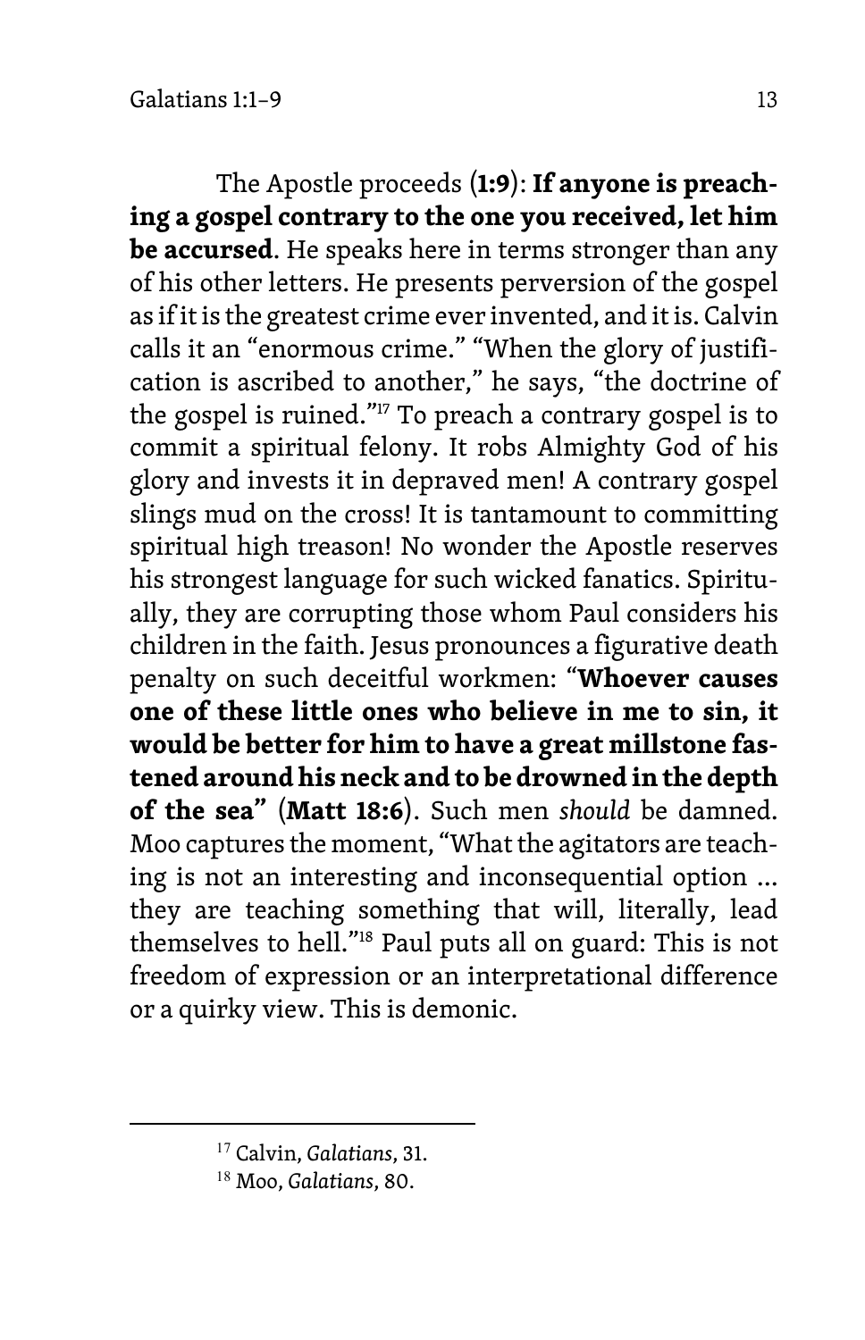The Apostle proceeds (**1:9**): **If anyone is preaching a gospel contrary to the one you received, let him be accursed**. He speaks here in terms stronger than any of his other letters. He presents perversion of the gospel as if it is the greatest crime ever invented, and it is. Calvin calls it an "enormous crime." "When the glory of justification is ascribed to another," he says, "the doctrine of the gospel is ruined."[17] To preach a contrary gospel is to commit a spiritual felony. It robs Almighty God of his glory and invests it in depraved men! A contrary gospel slings mud on the cross! It is tantamount to committing spiritual high treason! No wonder the Apostle reserves his strongest language for such wicked fanatics. Spiritually, they are corrupting those whom Paul considers his children in the faith. Jesus pronounces a figurative death penalty on such deceitful workmen: "**Whoever causes one of these little ones who believe in me to sin, it would be better for him to have a great millstone fastened around his neck and to be drowned in the depth of the sea" (Matt 18:6)**. Such men *should* be damned. Moo captures the moment, "What the agitators are teaching is not an interesting and inconsequential option … they are teaching something that will, literally, lead themselves to hell."[18] Paul puts all on guard: This is not freedom of expression or an interpretational difference or a quirky view. This is demonic.

---

[17] Calvin, *Galatians*, 31.

[18] Moo, *Galatians*, 80.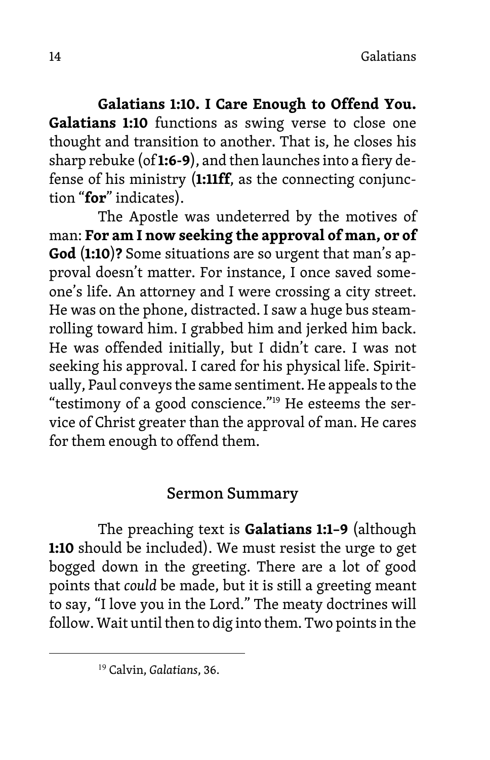**Galatians 1:10. I Care Enough to Offend You.** **Galatians 1:10** functions as swing verse to close one thought and transition to another. That is, he closes his sharp rebuke (of **1:6-9**), and then launches into a fiery defense of his ministry (**1:11ff**, as the connecting conjunction "**for**" indicates).

The Apostle was undeterred by the motives of man: **For am I now seeking the approval of man, or of God (1:10)?** Some situations are so urgent that man's approval doesn't matter. For instance, I once saved someone's life. An attorney and I were crossing a city street. He was on the phone, distracted. I saw a huge bus steamrolling toward him. I grabbed him and jerked him back. He was offended initially, but I didn't care. I was not seeking his approval. I cared for his physical life. Spiritually, Paul conveys the same sentiment. He appeals to the "testimony of a good conscience."[19] He esteems the service of Christ greater than the approval of man. He cares for them enough to offend them.

## Sermon Summary

The preaching text is **Galatians 1:1–9** (although **1:10** should be included). We must resist the urge to get bogged down in the greeting. There are a lot of good points that *could* be made, but it is still a greeting meant to say, "I love you in the Lord." The meaty doctrines will follow. Wait until then to dig into them. Two points in the

---

[19] Calvin, *Galatians*, 36.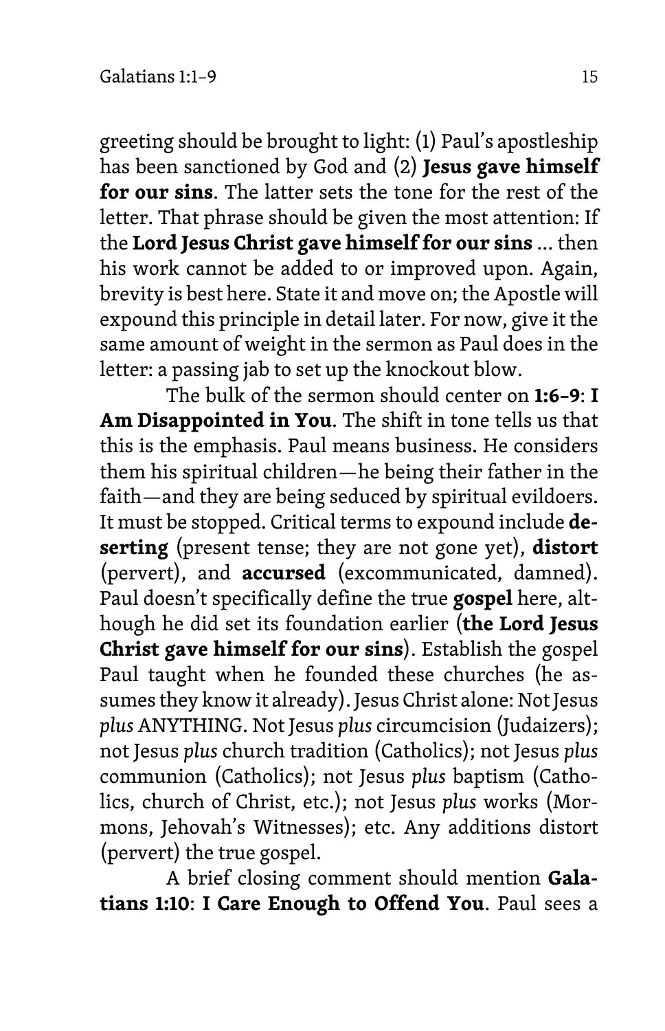greeting should be brought to light: (1) Paul's apostleship has been sanctioned by God and (2) **Jesus gave himself for our sins**. The latter sets the tone for the rest of the letter. That phrase should be given the most attention: If the **Lord Jesus Christ gave himself for our sins** ... then his work cannot be added to or improved upon. Again, brevity is best here. State it and move on; the Apostle will expound this principle in detail later. For now, give it the same amount of weight in the sermon as Paul does in the letter: a passing jab to set up the knockout blow.

The bulk of the sermon should center on **1:6–9**: **I Am Disappointed in You**. The shift in tone tells us that this is the emphasis. Paul means business. He considers them his spiritual children—he being their father in the faith—and they are being seduced by spiritual evildoers. It must be stopped. Critical terms to expound include **deserting** (present tense; they are not gone yet), **distort** (pervert), and **accursed** (excommunicated, damned). Paul doesn't specifically define the true **gospel** here, although he did set its foundation earlier (**the Lord Jesus Christ gave himself for our sins**). Establish the gospel Paul taught when he founded these churches (he assumes they know it already). Jesus Christ alone: Not Jesus *plus* ANYTHING. Not Jesus *plus* circumcision (Judaizers); not Jesus *plus* church tradition (Catholics); not Jesus *plus* communion (Catholics); not Jesus *plus* baptism (Catholics, church of Christ, etc.); not Jesus *plus* works (Mormons, Jehovah's Witnesses); etc. Any additions distort (pervert) the true gospel.

A brief closing comment should mention **Galatians 1:10**: **I Care Enough to Offend You**. Paul sees a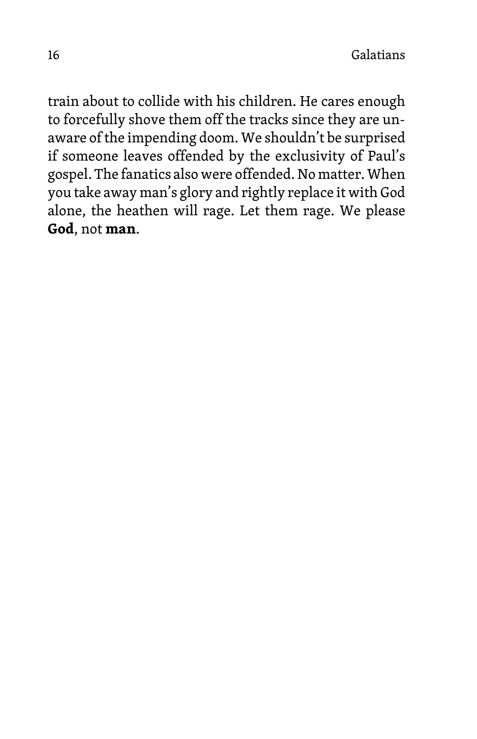train about to collide with his children. He cares enough to forcefully shove them off the tracks since they are unaware of the impending doom. We shouldn't be surprised if someone leaves offended by the exclusivity of Paul's gospel. The fanatics also were offended. No matter. When you take away man's glory and rightly replace it with God alone, the heathen will rage. Let them rage. We please **God**, not **man**.